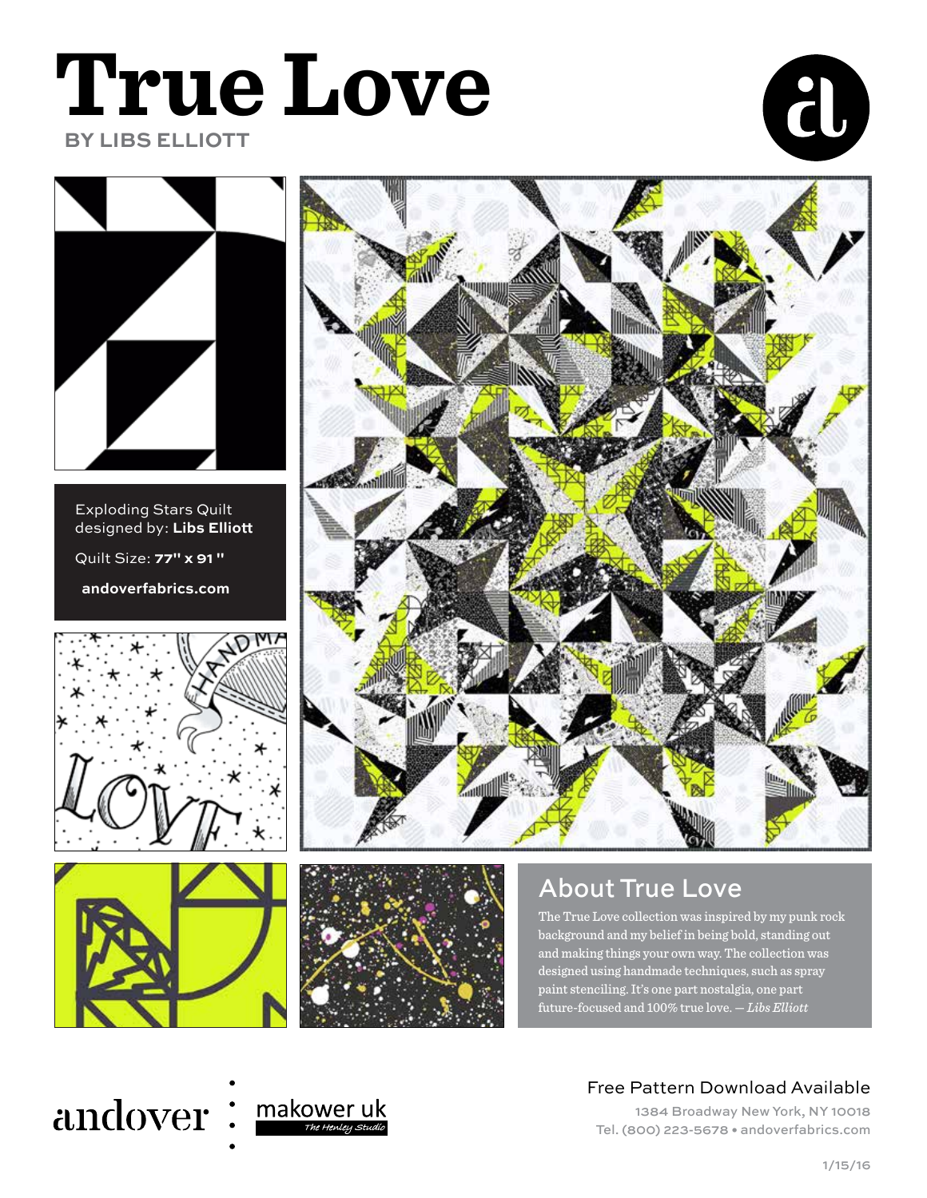# True Love

BY LIBS ELLIOTT

Exploding Stars Quilt
designed by: **Libs Elliott**

Quilt Size: **77" x 91"**

**andoverfabrics.com**

## About True Love

The True Love collection was inspired by my punk rock background and my belief in being bold, standing out and making things your own way. The collection was designed using handmade techniques, such as spray paint stenciling. It's one part nostalgia, one part future-focused and 100% true love. — *Libs Elliott*

andover • makower uk The Henley Studio

Free Pattern Download Available

1384 Broadway New York, NY 10018
Tel. (800) 223-5678 • andoverfabrics.com

1/15/16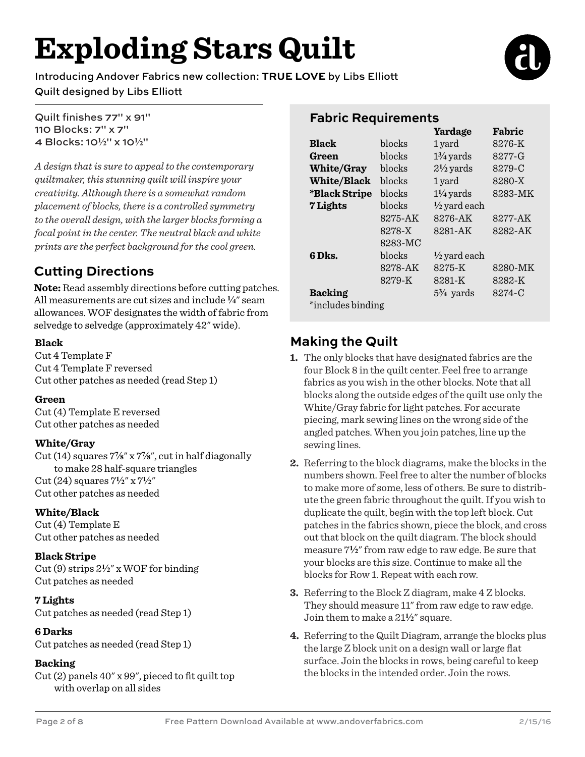# Exploding Stars Quilt

Introducing Andover Fabrics new collection: **TRUE LOVE** by Libs Elliott

Quilt designed by Libs Elliott

Quilt finishes 77" x 91"
110 Blocks: 7" x 7"
4 Blocks: 10½" x 10½"

*A design that is sure to appeal to the contemporary quiltmaker, this stunning quilt will inspire your creativity. Although there is a somewhat random placement of blocks, there is a controlled symmetry to the overall design, with the larger blocks forming a focal point in the center. The neutral black and white prints are the perfect background for the cool green.*

## Fabric Requirements

| | | Yardage | Fabric |
|---|---|---|---|
| **Black** | blocks | 1 yard | 8276-K |
| **Green** | blocks | 1¾ yards | 8277-G |
| **White/Gray** | blocks | 2½ yards | 8279-C |
| **White/Black** | blocks | 1 yard | 8280-X |
| ***Black Stripe** | blocks | 1¼ yards | 8283-MK |
| **7 Lights** | blocks | ½ yard each | |
| | 8275-AK | 8276-AK | 8277-AK |
| | 8278-X | 8281-AK | 8282-AK |
| | 8283-MC | | |
| **6 Dks.** | blocks | ½ yard each | |
| | 8278-AK | 8275-K | 8280-MK |
| | 8279-K | 8281-K | 8282-K |
| **Backing** | | 5¾ yards | 8274-C |

*includes binding

## Cutting Directions

**Note:** Read assembly directions before cutting patches. All measurements are cut sizes and include ¼" seam allowances. WOF designates the width of fabric from selvedge to selvedge (approximately 42" wide).

**Black**
Cut 4 Template F
Cut 4 Template F reversed
Cut other patches as needed (read Step 1)

**Green**
Cut (4) Template E reversed
Cut other patches as needed

**White/Gray**
Cut (14) squares 7⅞" x 7⅞", cut in half diagonally to make 28 half-square triangles
Cut (24) squares 7½" x 7½"
Cut other patches as needed

**White/Black**
Cut (4) Template E
Cut other patches as needed

**Black Stripe**
Cut (9) strips 2½" x WOF for binding
Cut patches as needed

**7 Lights**
Cut patches as needed (read Step 1)

**6 Darks**
Cut patches as needed (read Step 1)

**Backing**
Cut (2) panels 40" x 99", pieced to fit quilt top with overlap on all sides

## Making the Quilt

1. The only blocks that have designated fabrics are the four Block 8 in the quilt center. Feel free to arrange fabrics as you wish in the other blocks. Note that all blocks along the outside edges of the quilt use only the White/Gray fabric for light patches. For accurate piecing, mark sewing lines on the wrong side of the angled patches. When you join patches, line up the sewing lines.
2. Referring to the block diagrams, make the blocks in the numbers shown. Feel free to alter the number of blocks to make more of some, less of others. Be sure to distribute the green fabric throughout the quilt. If you wish to duplicate the quilt, begin with the top left block. Cut patches in the fabrics shown, piece the block, and cross out that block on the quilt diagram. The block should measure 7½" from raw edge to raw edge. Be sure that your blocks are this size. Continue to make all the blocks for Row 1. Repeat with each row.
3. Referring to the Block Z diagram, make 4 Z blocks. They should measure 11" from raw edge to raw edge. Join them to make a 21½" square.
4. Referring to the Quilt Diagram, arrange the blocks plus the large Z block unit on a design wall or large flat surface. Join the blocks in rows, being careful to keep the blocks in the intended order. Join the rows.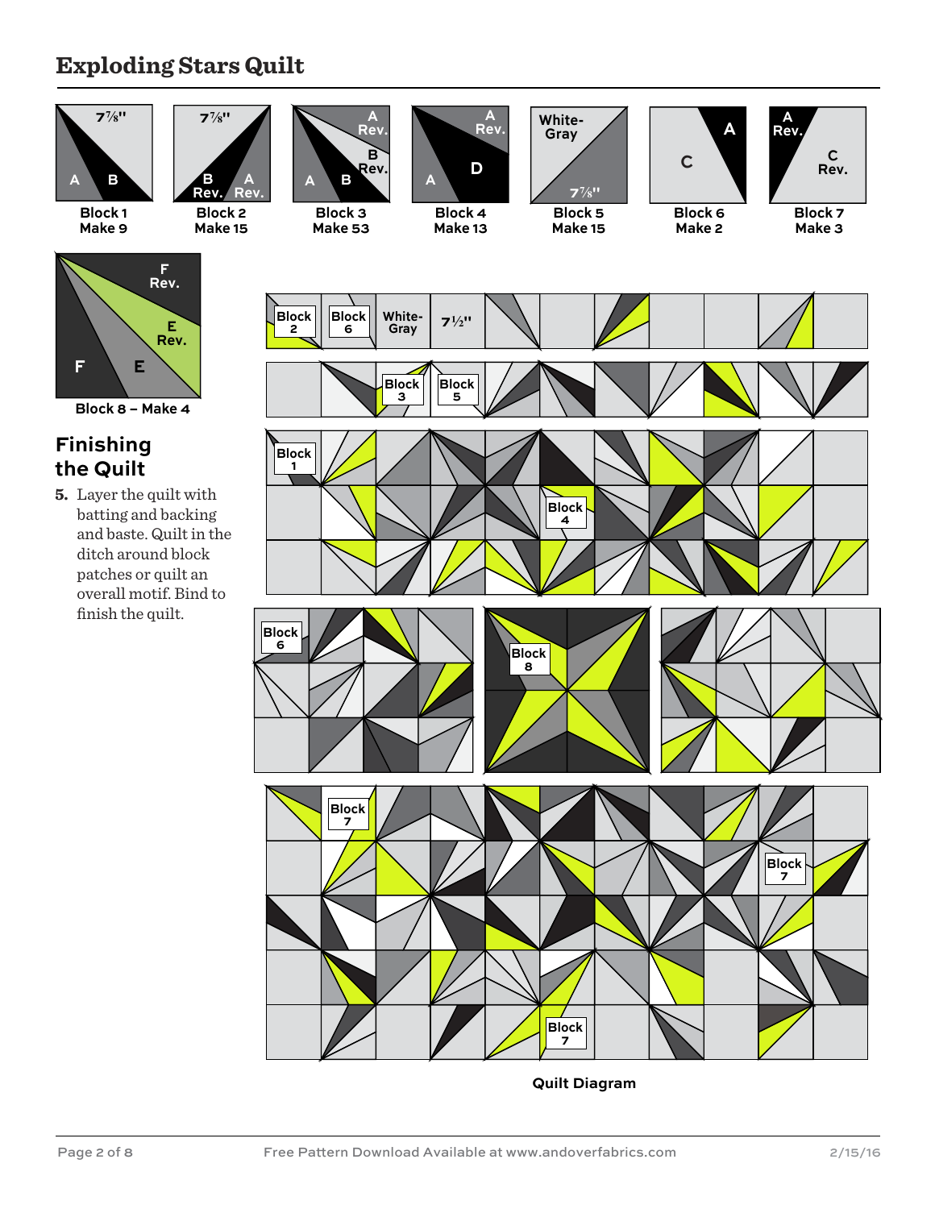## Exploding Stars Quilt

7⅞"

A B

Block 1
Make 9

7⅞"

B Rev. A Rev.

Block 2
Make 15

A Rev.

B Rev.

A B

Block 3
Make 53

A Rev.

A D

Block 4
Make 13

White-Gray

7⅞"

Block 5
Make 15

C A

Block 6
Make 2

A Rev.

C Rev.

Block 7
Make 3

F Rev.

E Rev.

F E

Block 8 – Make 4

Block 2 Block 6 White-Gray 7½"

Block 3 Block 5

Block 1

Block 4

Block 6

Block 8

Block 7

Block 7

Block 7

Quilt Diagram

### Finishing the Quilt

5. Layer the quilt with batting and backing and baste. Quilt in the ditch around block patches or quilt an overall motif. Bind to finish the quilt.

Free Pattern Download Available at www.andoverfabrics.com

2/15/16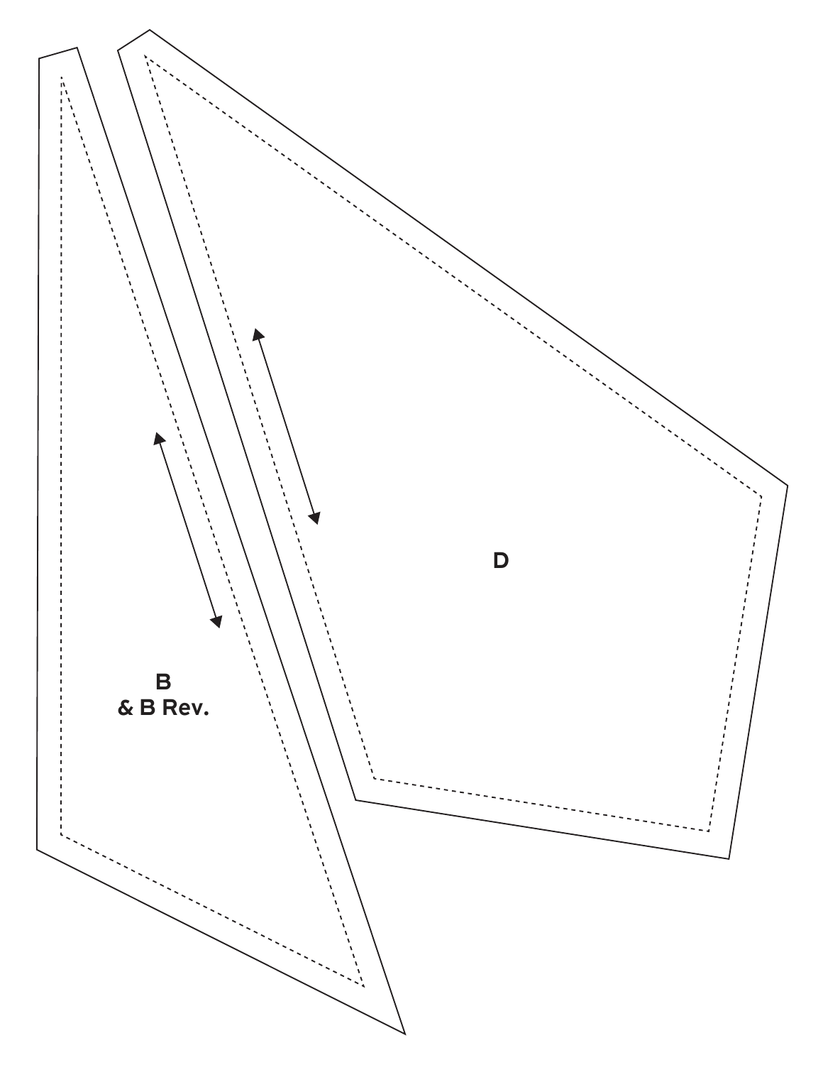B
& B Rev.

D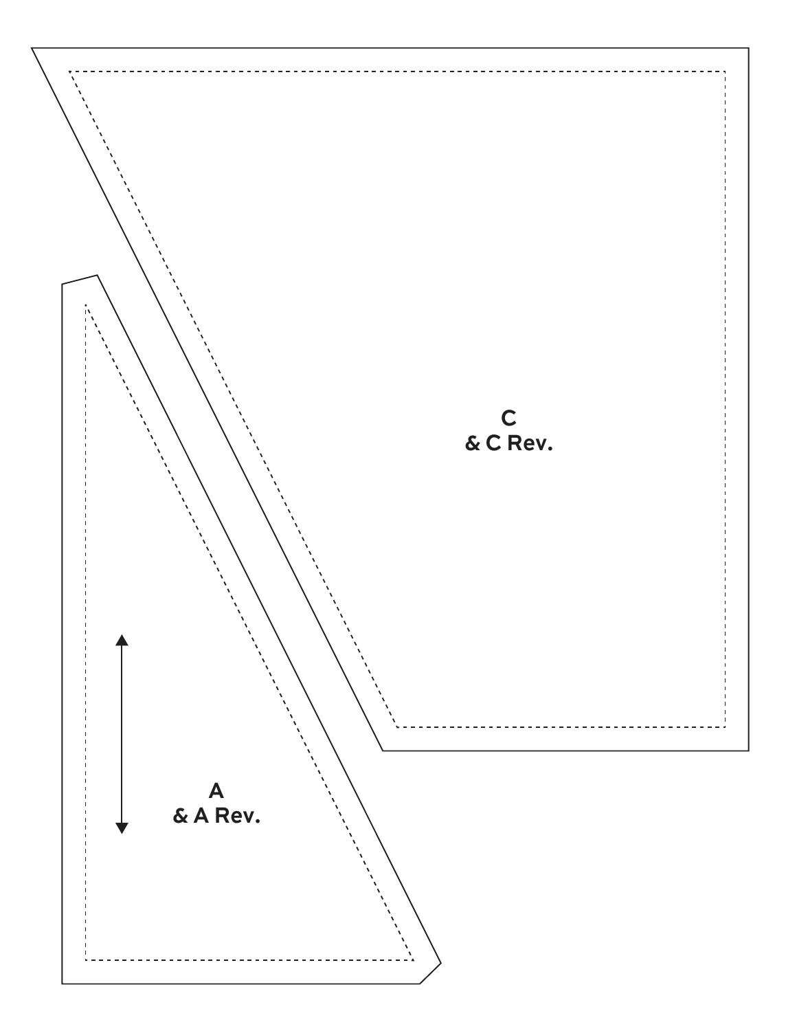C
& C Rev.

A
& A Rev.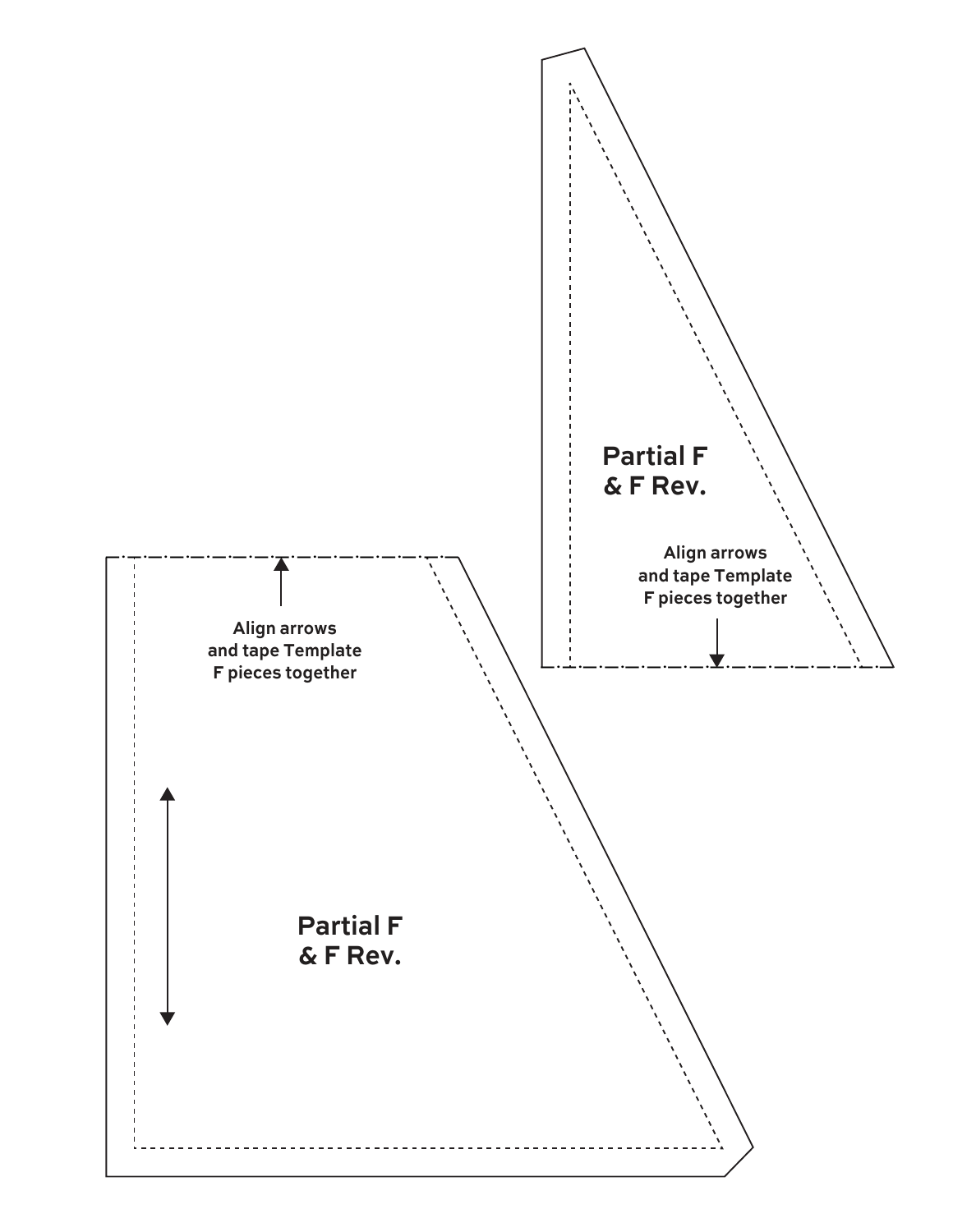Partial F
& F Rev.

Align arrows
and tape Template
F pieces together

Align arrows
and tape Template
F pieces together

Partial F
& F Rev.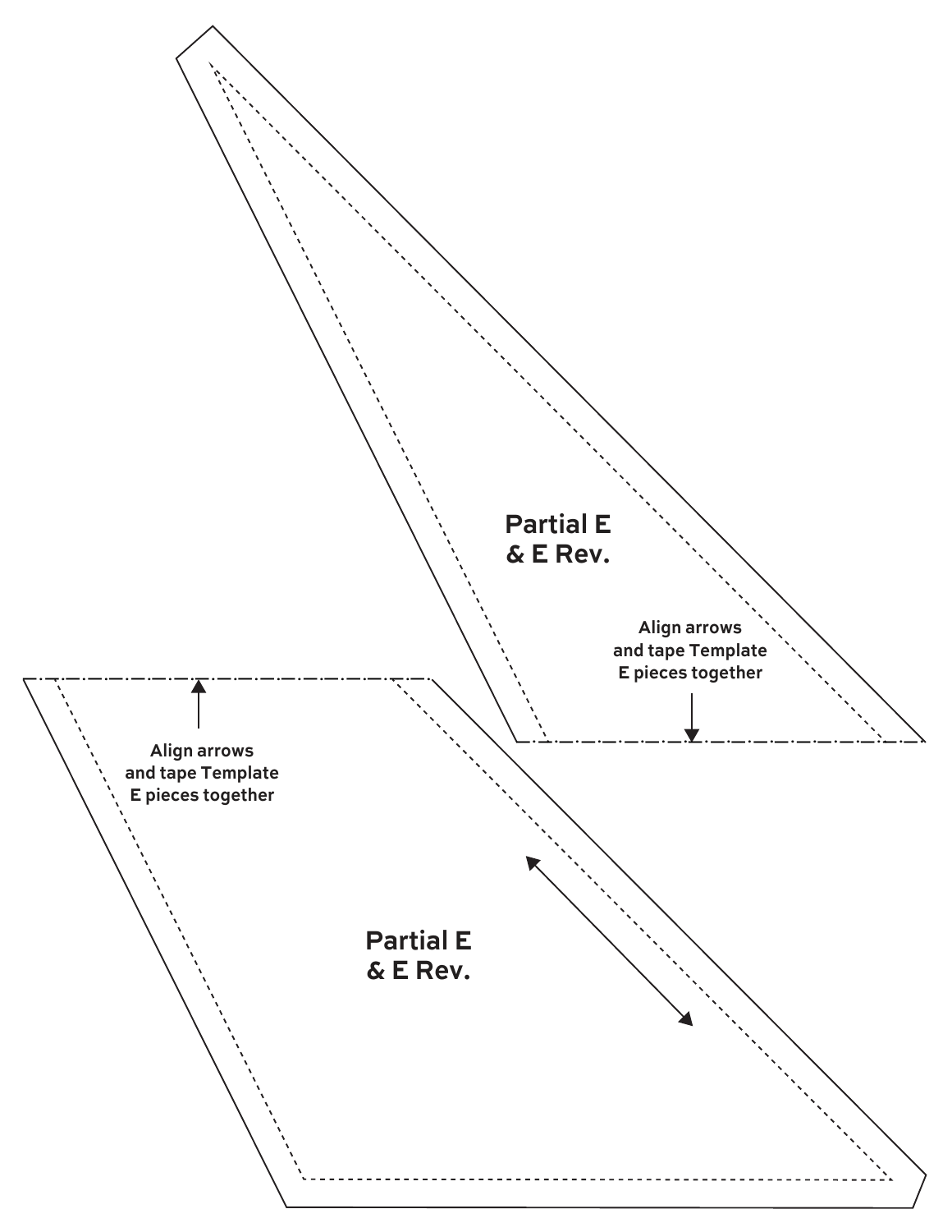Partial E
& E Rev.

Align arrows
and tape Template
E pieces together

Align arrows
and tape Template
E pieces together

Partial E
& E Rev.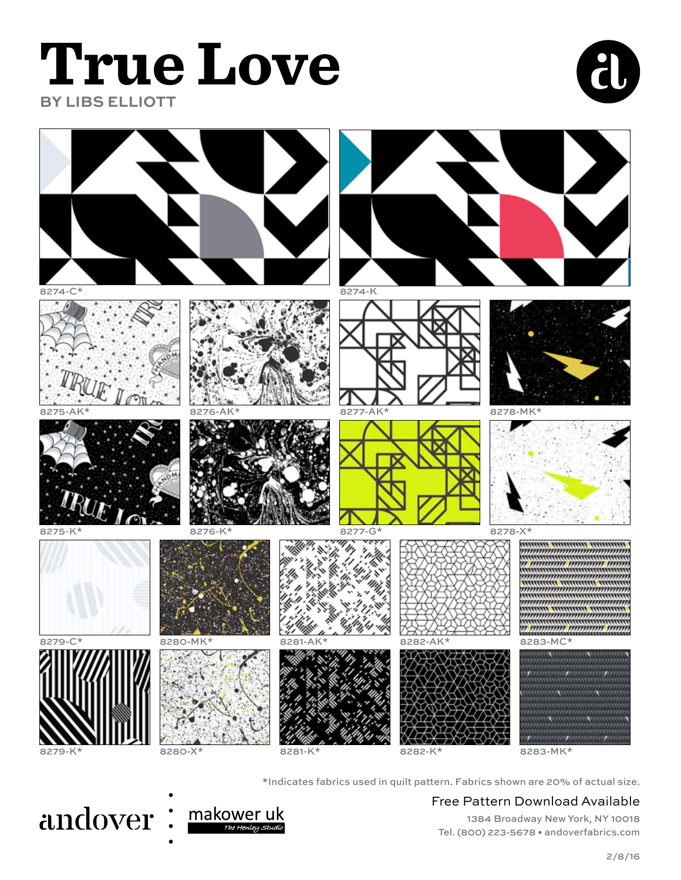# True Love

**BY LIBS ELLIOTT**

8274-C*

8274-K

8275-AK*

8276-AK*

8277-AK*

8278-MK*

8275-K*

8276-K*

8277-G*

8278-X*

8279-C*

8280-MK*

8281-AK*

8282-AK*

8283-MC*

8279-K*

8280-X*

8281-K*

8282-K*

8283-MK*

*Indicates fabrics used in quilt pattern. Fabrics shown are 20% of actual size.

andover : makower uk *The Henley Studio*

Free Pattern Download Available

1384 Broadway New York, NY 10018
Tel. (800) 223-5678 • andoverfabrics.com

2/8/16